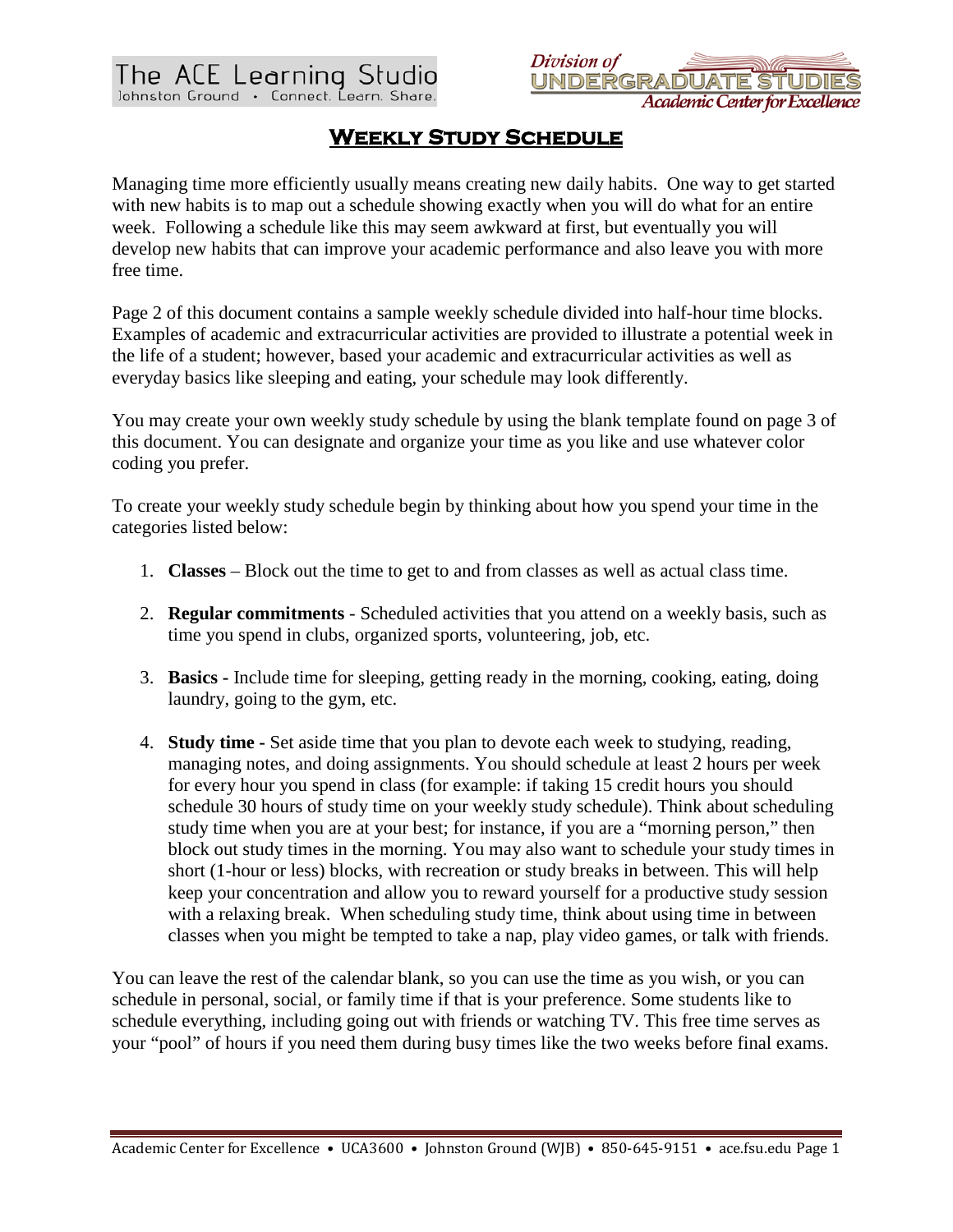The ACE Learning Studio
Johnston Ground • Connect. Learn. Share.

Division of UNDERGRADUATE STUDIES
Academic Center for Excellence

# Weekly Study Schedule

Managing time more efficiently usually means creating new daily habits. One way to get started with new habits is to map out a schedule showing exactly when you will do what for an entire week. Following a schedule like this may seem awkward at first, but eventually you will develop new habits that can improve your academic performance and also leave you with more free time.

Page 2 of this document contains a sample weekly schedule divided into half-hour time blocks. Examples of academic and extracurricular activities are provided to illustrate a potential week in the life of a student; however, based your academic and extracurricular activities as well as everyday basics like sleeping and eating, your schedule may look differently.

You may create your own weekly study schedule by using the blank template found on page 3 of this document. You can designate and organize your time as you like and use whatever color coding you prefer.

To create your weekly study schedule begin by thinking about how you spend your time in the categories listed below:

1. **Classes** – Block out the time to get to and from classes as well as actual class time.

2. **Regular commitments** - Scheduled activities that you attend on a weekly basis, such as time you spend in clubs, organized sports, volunteering, job, etc.

3. **Basics -** Include time for sleeping, getting ready in the morning, cooking, eating, doing laundry, going to the gym, etc.

4. **Study time -** Set aside time that you plan to devote each week to studying, reading, managing notes, and doing assignments. You should schedule at least 2 hours per week for every hour you spend in class (for example: if taking 15 credit hours you should schedule 30 hours of study time on your weekly study schedule). Think about scheduling study time when you are at your best; for instance, if you are a "morning person," then block out study times in the morning. You may also want to schedule your study times in short (1-hour or less) blocks, with recreation or study breaks in between. This will help keep your concentration and allow you to reward yourself for a productive study session with a relaxing break. When scheduling study time, think about using time in between classes when you might be tempted to take a nap, play video games, or talk with friends.

You can leave the rest of the calendar blank, so you can use the time as you wish, or you can schedule in personal, social, or family time if that is your preference. Some students like to schedule everything, including going out with friends or watching TV. This free time serves as your "pool" of hours if you need them during busy times like the two weeks before final exams.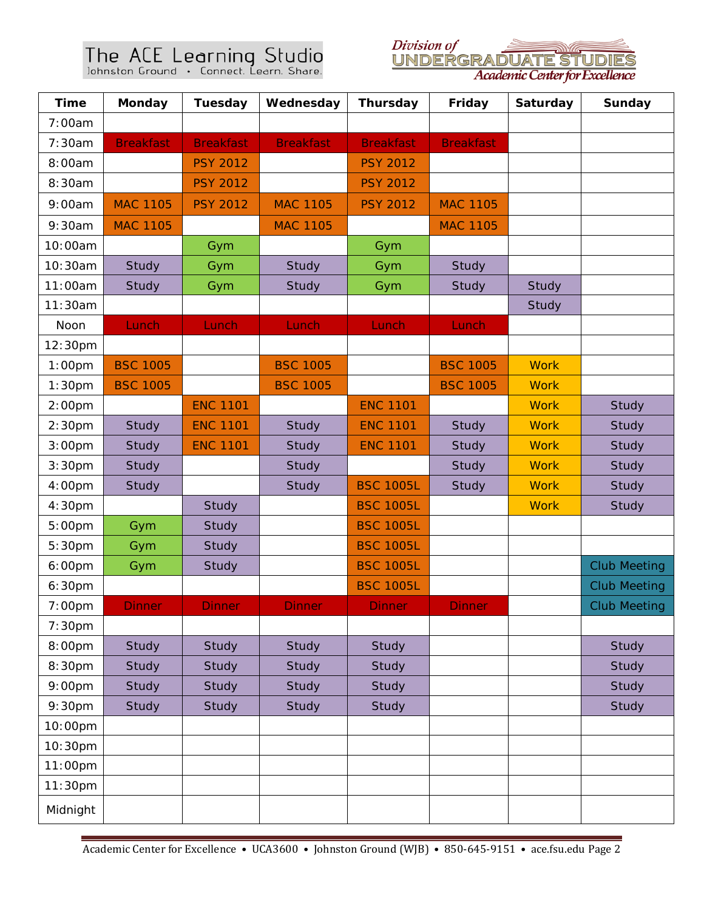The ACE Learning Studio
Johnston Ground • Connect. Learn. Share.

Division of UNDERGRADUATE STUDIES
Academic Center for Excellence

| Time | Monday | Tuesday | Wednesday | Thursday | Friday | Saturday | Sunday |
|---|---|---|---|---|---|---|---|
| 7:00am | | | | | | | |
| 7:30am | Breakfast | Breakfast | Breakfast | Breakfast | Breakfast | | |
| 8:00am | | PSY 2012 | | PSY 2012 | | | |
| 8:30am | | PSY 2012 | | PSY 2012 | | | |
| 9:00am | MAC 1105 | PSY 2012 | MAC 1105 | PSY 2012 | MAC 1105 | | |
| 9:30am | MAC 1105 | | MAC 1105 | | MAC 1105 | | |
| 10:00am | | Gym | | Gym | | | |
| 10:30am | Study | Gym | Study | Gym | Study | | |
| 11:00am | Study | Gym | Study | Gym | Study | Study | |
| 11:30am | | | | | | Study | |
| Noon | Lunch | Lunch | Lunch | Lunch | Lunch | | |
| 12:30pm | | | | | | | |
| 1:00pm | BSC 1005 | | BSC 1005 | | BSC 1005 | Work | |
| 1:30pm | BSC 1005 | | BSC 1005 | | BSC 1005 | Work | |
| 2:00pm | | ENC 1101 | | ENC 1101 | | Work | Study |
| 2:30pm | Study | ENC 1101 | Study | ENC 1101 | Study | Work | Study |
| 3:00pm | Study | ENC 1101 | Study | ENC 1101 | Study | Work | Study |
| 3:30pm | Study | | Study | | Study | Work | Study |
| 4:00pm | Study | | Study | BSC 1005L | Study | Work | Study |
| 4:30pm | | Study | | BSC 1005L | | Work | Study |
| 5:00pm | Gym | Study | | BSC 1005L | | | |
| 5:30pm | Gym | Study | | BSC 1005L | | | |
| 6:00pm | Gym | Study | | BSC 1005L | | | Club Meeting |
| 6:30pm | | | | BSC 1005L | | | Club Meeting |
| 7:00pm | Dinner | Dinner | Dinner | Dinner | Dinner | | Club Meeting |
| 7:30pm | | | | | | | |
| 8:00pm | Study | Study | Study | Study | | | Study |
| 8:30pm | Study | Study | Study | Study | | | Study |
| 9:00pm | Study | Study | Study | Study | | | Study |
| 9:30pm | Study | Study | Study | Study | | | Study |
| 10:00pm | | | | | | | |
| 10:30pm | | | | | | | |
| 11:00pm | | | | | | | |
| 11:30pm | | | | | | | |
| Midnight | | | | | | | |

Academic Center for Excellence • UCA3600 • Johnston Ground (WJB) • 850-645-9151 • ace.fsu.edu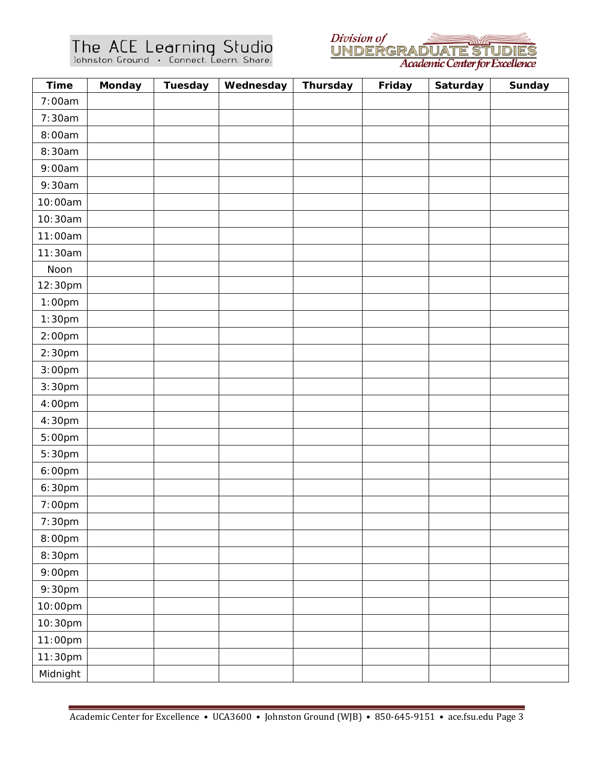The ACE Learning Studio
Johnston Ground • Connect. Learn. Share.

Division of UNDERGRADUATE STUDIES
Academic Center for Excellence

| Time | Monday | Tuesday | Wednesday | Thursday | Friday | Saturday | Sunday |
|---|---|---|---|---|---|---|---|
| 7:00am | | | | | | | |
| 7:30am | | | | | | | |
| 8:00am | | | | | | | |
| 8:30am | | | | | | | |
| 9:00am | | | | | | | |
| 9:30am | | | | | | | |
| 10:00am | | | | | | | |
| 10:30am | | | | | | | |
| 11:00am | | | | | | | |
| 11:30am | | | | | | | |
| Noon | | | | | | | |
| 12:30pm | | | | | | | |
| 1:00pm | | | | | | | |
| 1:30pm | | | | | | | |
| 2:00pm | | | | | | | |
| 2:30pm | | | | | | | |
| 3:00pm | | | | | | | |
| 3:30pm | | | | | | | |
| 4:00pm | | | | | | | |
| 4:30pm | | | | | | | |
| 5:00pm | | | | | | | |
| 5:30pm | | | | | | | |
| 6:00pm | | | | | | | |
| 6:30pm | | | | | | | |
| 7:00pm | | | | | | | |
| 7:30pm | | | | | | | |
| 8:00pm | | | | | | | |
| 8:30pm | | | | | | | |
| 9:00pm | | | | | | | |
| 9:30pm | | | | | | | |
| 10:00pm | | | | | | | |
| 10:30pm | | | | | | | |
| 11:00pm | | | | | | | |
| 11:30pm | | | | | | | |
| Midnight | | | | | | | |